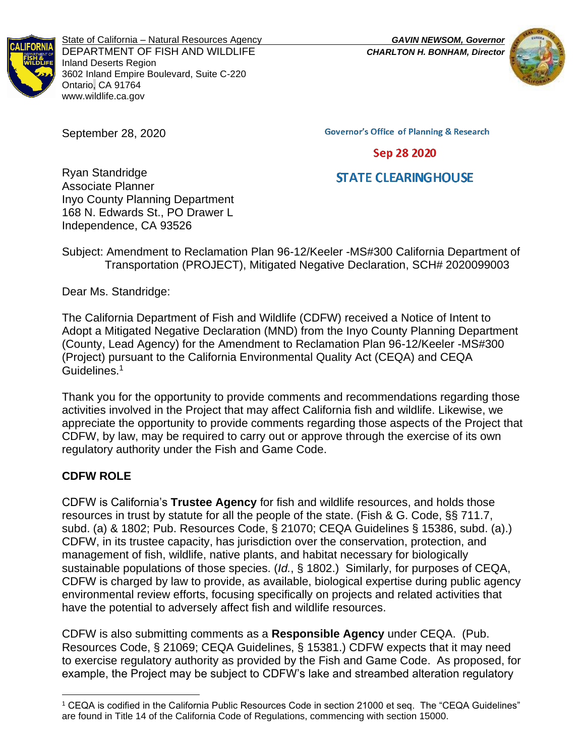State of California – Natural Resources Agency
DEPARTMENT OF FISH AND WILDLIFE
Inland Deserts Region
3602 Inland Empire Boulevard, Suite C-220
Ontario, CA 91764
www.wildlife.ca.gov

***GAVIN NEWSOM, Governor***
***CHARLTON H. BONHAM, Director***

September 28, 2020

Governor's Office of Planning & Research

Sep 28 2020

STATE CLEARINGHOUSE

Ryan Standridge
Associate Planner
Inyo County Planning Department
168 N. Edwards St., PO Drawer L
Independence, CA 93526

Subject: Amendment to Reclamation Plan 96-12/Keeler -MS#300 California Department of Transportation (PROJECT), Mitigated Negative Declaration, SCH# 2020099003

Dear Ms. Standridge:

The California Department of Fish and Wildlife (CDFW) received a Notice of Intent to Adopt a Mitigated Negative Declaration (MND) from the Inyo County Planning Department (County, Lead Agency) for the Amendment to Reclamation Plan 96-12/Keeler -MS#300 (Project) pursuant to the California Environmental Quality Act (CEQA) and CEQA Guidelines.[1]

Thank you for the opportunity to provide comments and recommendations regarding those activities involved in the Project that may affect California fish and wildlife. Likewise, we appreciate the opportunity to provide comments regarding those aspects of the Project that CDFW, by law, may be required to carry out or approve through the exercise of its own regulatory authority under the Fish and Game Code.

**CDFW ROLE**

CDFW is California's **Trustee Agency** for fish and wildlife resources, and holds those resources in trust by statute for all the people of the state. (Fish & G. Code, §§ 711.7, subd. (a) & 1802; Pub. Resources Code, § 21070; CEQA Guidelines § 15386, subd. (a).) CDFW, in its trustee capacity, has jurisdiction over the conservation, protection, and management of fish, wildlife, native plants, and habitat necessary for biologically sustainable populations of those species. (*Id.*, § 1802.) Similarly, for purposes of CEQA, CDFW is charged by law to provide, as available, biological expertise during public agency environmental review efforts, focusing specifically on projects and related activities that have the potential to adversely affect fish and wildlife resources.

CDFW is also submitting comments as a **Responsible Agency** under CEQA. (Pub. Resources Code, § 21069; CEQA Guidelines, § 15381.) CDFW expects that it may need to exercise regulatory authority as provided by the Fish and Game Code. As proposed, for example, the Project may be subject to CDFW's lake and streambed alteration regulatory

[1] CEQA is codified in the California Public Resources Code in section 21000 et seq. The "CEQA Guidelines" are found in Title 14 of the California Code of Regulations, commencing with section 15000.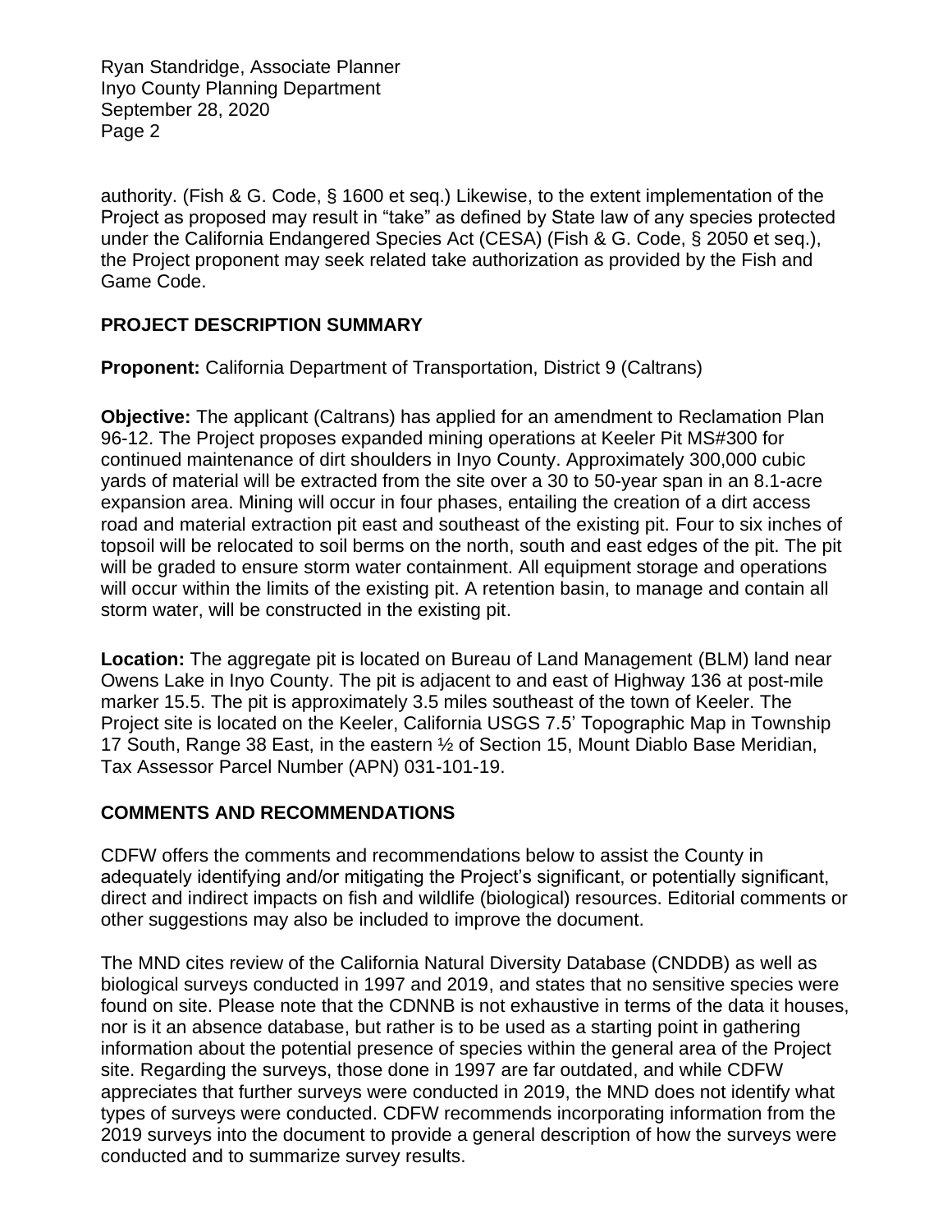authority. (Fish & G. Code, § 1600 et seq.) Likewise, to the extent implementation of the Project as proposed may result in "take" as defined by State law of any species protected under the California Endangered Species Act (CESA) (Fish & G. Code, § 2050 et seq.), the Project proponent may seek related take authorization as provided by the Fish and Game Code.

## PROJECT DESCRIPTION SUMMARY

**Proponent:** California Department of Transportation, District 9 (Caltrans)

**Objective:** The applicant (Caltrans) has applied for an amendment to Reclamation Plan 96-12. The Project proposes expanded mining operations at Keeler Pit MS#300 for continued maintenance of dirt shoulders in Inyo County. Approximately 300,000 cubic yards of material will be extracted from the site over a 30 to 50-year span in an 8.1-acre expansion area. Mining will occur in four phases, entailing the creation of a dirt access road and material extraction pit east and southeast of the existing pit. Four to six inches of topsoil will be relocated to soil berms on the north, south and east edges of the pit. The pit will be graded to ensure storm water containment. All equipment storage and operations will occur within the limits of the existing pit. A retention basin, to manage and contain all storm water, will be constructed in the existing pit.

**Location:** The aggregate pit is located on Bureau of Land Management (BLM) land near Owens Lake in Inyo County. The pit is adjacent to and east of Highway 136 at post-mile marker 15.5. The pit is approximately 3.5 miles southeast of the town of Keeler. The Project site is located on the Keeler, California USGS 7.5' Topographic Map in Township 17 South, Range 38 East, in the eastern ½ of Section 15, Mount Diablo Base Meridian, Tax Assessor Parcel Number (APN) 031-101-19.

## COMMENTS AND RECOMMENDATIONS

CDFW offers the comments and recommendations below to assist the County in adequately identifying and/or mitigating the Project's significant, or potentially significant, direct and indirect impacts on fish and wildlife (biological) resources. Editorial comments or other suggestions may also be included to improve the document.

The MND cites review of the California Natural Diversity Database (CNDDB) as well as biological surveys conducted in 1997 and 2019, and states that no sensitive species were found on site. Please note that the CDNNB is not exhaustive in terms of the data it houses, nor is it an absence database, but rather is to be used as a starting point in gathering information about the potential presence of species within the general area of the Project site. Regarding the surveys, those done in 1997 are far outdated, and while CDFW appreciates that further surveys were conducted in 2019, the MND does not identify what types of surveys were conducted. CDFW recommends incorporating information from the 2019 surveys into the document to provide a general description of how the surveys were conducted and to summarize survey results.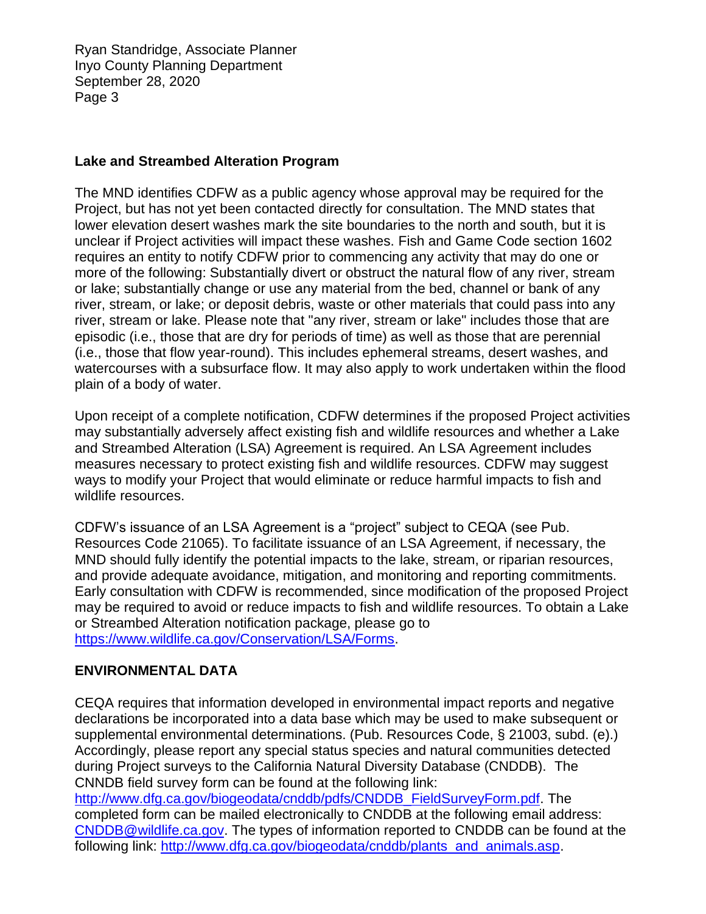## Lake and Streambed Alteration Program

The MND identifies CDFW as a public agency whose approval may be required for the Project, but has not yet been contacted directly for consultation. The MND states that lower elevation desert washes mark the site boundaries to the north and south, but it is unclear if Project activities will impact these washes. Fish and Game Code section 1602 requires an entity to notify CDFW prior to commencing any activity that may do one or more of the following: Substantially divert or obstruct the natural flow of any river, stream or lake; substantially change or use any material from the bed, channel or bank of any river, stream, or lake; or deposit debris, waste or other materials that could pass into any river, stream or lake. Please note that "any river, stream or lake" includes those that are episodic (i.e., those that are dry for periods of time) as well as those that are perennial (i.e., those that flow year-round). This includes ephemeral streams, desert washes, and watercourses with a subsurface flow. It may also apply to work undertaken within the flood plain of a body of water.

Upon receipt of a complete notification, CDFW determines if the proposed Project activities may substantially adversely affect existing fish and wildlife resources and whether a Lake and Streambed Alteration (LSA) Agreement is required. An LSA Agreement includes measures necessary to protect existing fish and wildlife resources. CDFW may suggest ways to modify your Project that would eliminate or reduce harmful impacts to fish and wildlife resources.

CDFW's issuance of an LSA Agreement is a "project" subject to CEQA (see Pub. Resources Code 21065). To facilitate issuance of an LSA Agreement, if necessary, the MND should fully identify the potential impacts to the lake, stream, or riparian resources, and provide adequate avoidance, mitigation, and monitoring and reporting commitments. Early consultation with CDFW is recommended, since modification of the proposed Project may be required to avoid or reduce impacts to fish and wildlife resources. To obtain a Lake or Streambed Alteration notification package, please go to https://www.wildlife.ca.gov/Conservation/LSA/Forms.

## ENVIRONMENTAL DATA

CEQA requires that information developed in environmental impact reports and negative declarations be incorporated into a data base which may be used to make subsequent or supplemental environmental determinations. (Pub. Resources Code, § 21003, subd. (e).) Accordingly, please report any special status species and natural communities detected during Project surveys to the California Natural Diversity Database (CNDDB). The CNNDB field survey form can be found at the following link: http://www.dfg.ca.gov/biogeodata/cnddb/pdfs/CNDDB_FieldSurveyForm.pdf. The completed form can be mailed electronically to CNDDB at the following email address: CNDDB@wildlife.ca.gov. The types of information reported to CNDDB can be found at the following link: http://www.dfg.ca.gov/biogeodata/cnddb/plants_and_animals.asp.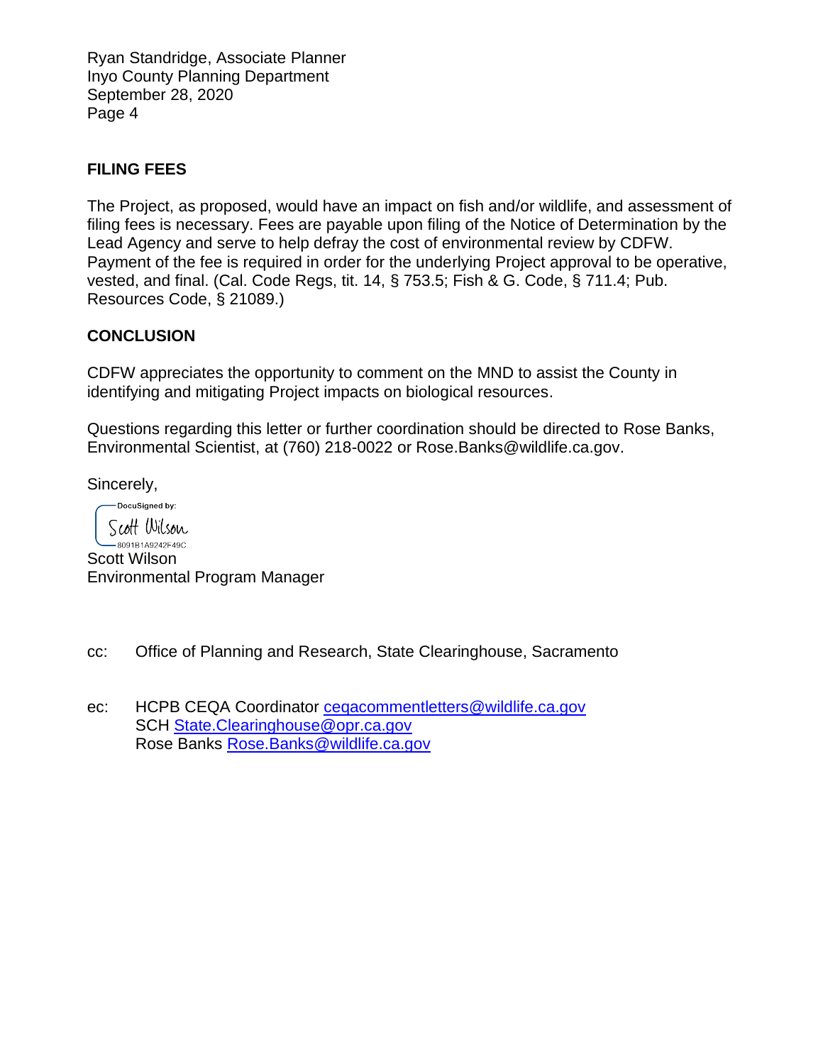## FILING FEES

The Project, as proposed, would have an impact on fish and/or wildlife, and assessment of filing fees is necessary. Fees are payable upon filing of the Notice of Determination by the Lead Agency and serve to help defray the cost of environmental review by CDFW. Payment of the fee is required in order for the underlying Project approval to be operative, vested, and final. (Cal. Code Regs, tit. 14, § 753.5; Fish & G. Code, § 711.4; Pub. Resources Code, § 21089.)

## CONCLUSION

CDFW appreciates the opportunity to comment on the MND to assist the County in identifying and mitigating Project impacts on biological resources.

Questions regarding this letter or further coordination should be directed to Rose Banks, Environmental Scientist, at (760) 218-0022 or Rose.Banks@wildlife.ca.gov.

Sincerely,

DocuSigned by:
Scott Wilson
8091B1A9242F49C...

Scott Wilson
Environmental Program Manager

cc: Office of Planning and Research, State Clearinghouse, Sacramento

ec: HCPB CEQA Coordinator ceqacommentletters@wildlife.ca.gov
SCH State.Clearinghouse@opr.ca.gov
Rose Banks Rose.Banks@wildlife.ca.gov